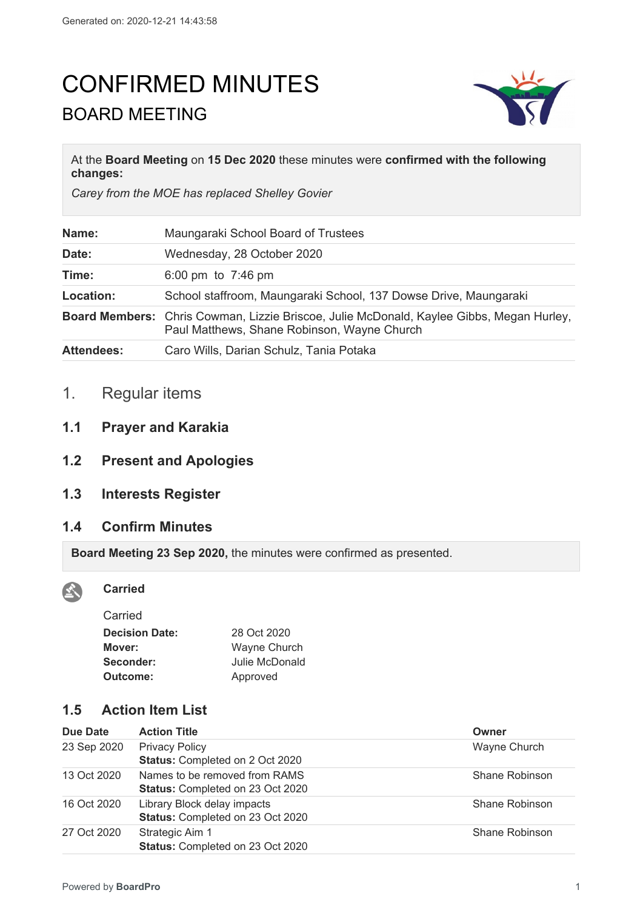Generated on: 2020-12-21 14:43:58

# CONFIRMED MINUTES

## BOARD MEETING

At the **Board Meeting** on **15 Dec 2020** these minutes were **confirmed with the following changes:**

*Carey from the MOE has replaced Shelley Govier*

| | |
|---|---|
| **Name:** | Maungaraki School Board of Trustees |
| **Date:** | Wednesday, 28 October 2020 |
| **Time:** | 6:00 pm to 7:46 pm |
| **Location:** | School staffroom, Maungaraki School, 137 Dowse Drive, Maungaraki |
| **Board Members:** | Chris Cowman, Lizzie Briscoe, Julie McDonald, Kaylee Gibbs, Megan Hurley, Paul Matthews, Shane Robinson, Wayne Church |
| **Attendees:** | Caro Wills, Darian Schulz, Tania Potaka |

## 1. Regular items

### 1.1 Prayer and Karakia

### 1.2 Present and Apologies

### 1.3 Interests Register

### 1.4 Confirm Minutes

**Board Meeting 23 Sep 2020,** the minutes were confirmed as presented.

**Carried**

Carried

| | |
|---|---|
| **Decision Date:** | 28 Oct 2020 |
| **Mover:** | Wayne Church |
| **Seconder:** | Julie McDonald |
| **Outcome:** | Approved |

### 1.5 Action Item List

| Due Date | Action Title | Owner |
|---|---|---|
| 23 Sep 2020 | Privacy Policy<br>**Status:** Completed on 2 Oct 2020 | Wayne Church |
| 13 Oct 2020 | Names to be removed from RAMS<br>**Status:** Completed on 23 Oct 2020 | Shane Robinson |
| 16 Oct 2020 | Library Block delay impacts<br>**Status:** Completed on 23 Oct 2020 | Shane Robinson |
| 27 Oct 2020 | Strategic Aim 1<br>**Status:** Completed on 23 Oct 2020 | Shane Robinson |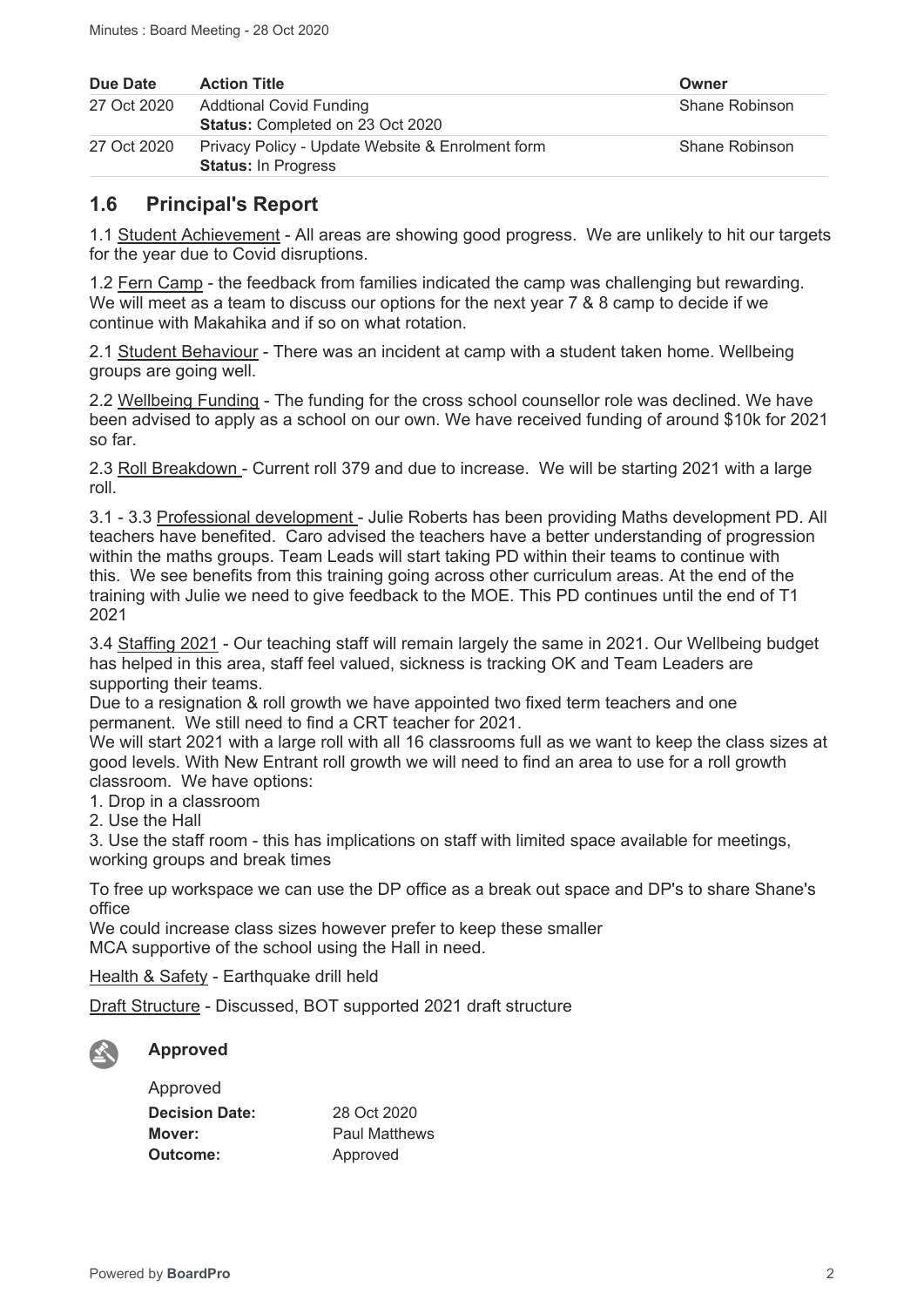| Due Date | Action Title | Owner |
|---|---|---|
| 27 Oct 2020 | Addtional Covid Funding<br>**Status:** Completed on 23 Oct 2020 | Shane Robinson |
| 27 Oct 2020 | Privacy Policy - Update Website & Enrolment form<br>**Status:** In Progress | Shane Robinson |

## 1.6 Principal's Report

1.1 Student Achievement - All areas are showing good progress. We are unlikely to hit our targets for the year due to Covid disruptions.

1.2 Fern Camp - the feedback from families indicated the camp was challenging but rewarding. We will meet as a team to discuss our options for the next year 7 & 8 camp to decide if we continue with Makahika and if so on what rotation.

2.1 Student Behaviour - There was an incident at camp with a student taken home. Wellbeing groups are going well.

2.2 Wellbeing Funding - The funding for the cross school counsellor role was declined. We have been advised to apply as a school on our own. We have received funding of around $10k for 2021 so far.

2.3 Roll Breakdown - Current roll 379 and due to increase. We will be starting 2021 with a large roll.

3.1 - 3.3 Professional development - Julie Roberts has been providing Maths development PD. All teachers have benefited. Caro advised the teachers have a better understanding of progression within the maths groups. Team Leads will start taking PD within their teams to continue with this. We see benefits from this training going across other curriculum areas. At the end of the training with Julie we need to give feedback to the MOE. This PD continues until the end of T1 2021

3.4 Staffing 2021 - Our teaching staff will remain largely the same in 2021. Our Wellbeing budget has helped in this area, staff feel valued, sickness is tracking OK and Team Leaders are supporting their teams.
Due to a resignation & roll growth we have appointed two fixed term teachers and one permanent. We still need to find a CRT teacher for 2021.
We will start 2021 with a large roll with all 16 classrooms full as we want to keep the class sizes at good levels. With New Entrant roll growth we will need to find an area to use for a roll growth classroom. We have options:
1. Drop in a classroom
2. Use the Hall
3. Use the staff room - this has implications on staff with limited space available for meetings, working groups and break times

To free up workspace we can use the DP office as a break out space and DP's to share Shane's office
We could increase class sizes however prefer to keep these smaller
MCA supportive of the school using the Hall in need.

Health & Safety - Earthquake drill held

Draft Structure - Discussed, BOT supported 2021 draft structure

### Approved

Approved

| | |
|---|---|
| **Decision Date:** | 28 Oct 2020 |
| **Mover:** | Paul Matthews |
| **Outcome:** | Approved |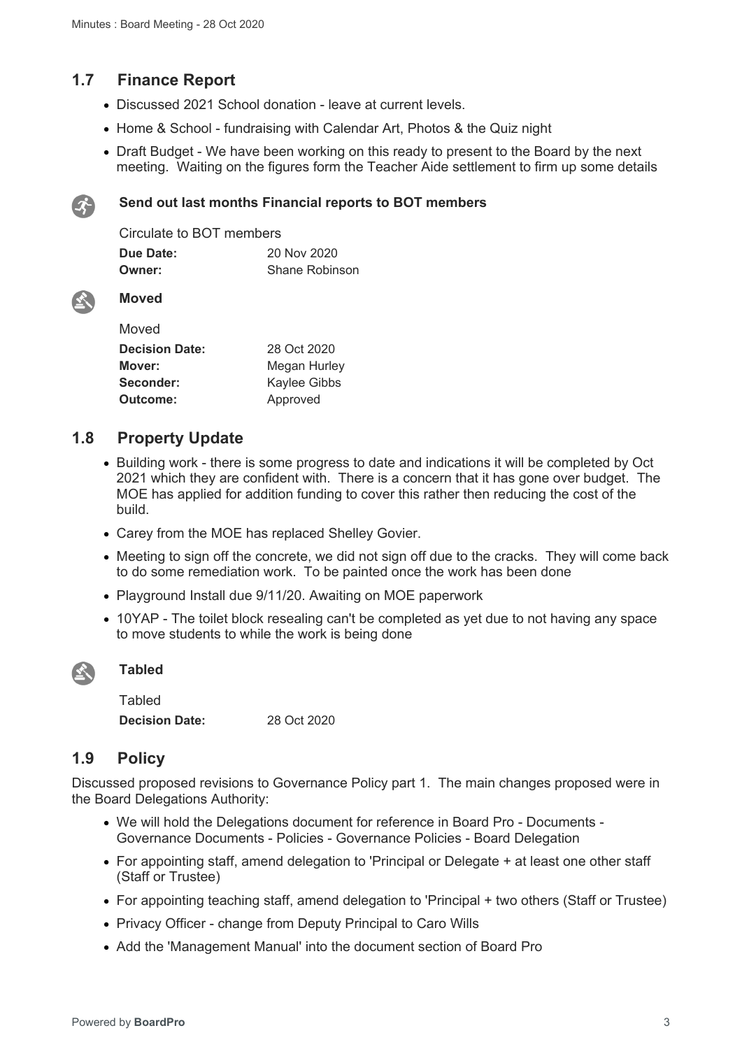## 1.7 Finance Report

- Discussed 2021 School donation - leave at current levels.
- Home & School - fundraising with Calendar Art, Photos & the Quiz night
- Draft Budget - We have been working on this ready to present to the Board by the next meeting. Waiting on the figures form the Teacher Aide settlement to firm up some details

**Send out last months Financial reports to BOT members**

Circulate to BOT members

| | |
|---|---|
| **Due Date:** | 20 Nov 2020 |
| **Owner:** | Shane Robinson |

**Moved**

Moved

| | |
|---|---|
| **Decision Date:** | 28 Oct 2020 |
| **Mover:** | Megan Hurley |
| **Seconder:** | Kaylee Gibbs |
| **Outcome:** | Approved |

## 1.8 Property Update

- Building work - there is some progress to date and indications it will be completed by Oct 2021 which they are confident with. There is a concern that it has gone over budget. The MOE has applied for addition funding to cover this rather then reducing the cost of the build.
- Carey from the MOE has replaced Shelley Govier.
- Meeting to sign off the concrete, we did not sign off due to the cracks. They will come back to do some remediation work. To be painted once the work has been done
- Playground Install due 9/11/20. Awaiting on MOE paperwork
- 10YAP - The toilet block resealing can't be completed as yet due to not having any space to move students to while the work is being done

**Tabled**

Tabled

| | |
|---|---|
| **Decision Date:** | 28 Oct 2020 |

## 1.9 Policy

Discussed proposed revisions to Governance Policy part 1. The main changes proposed were in the Board Delegations Authority:

- We will hold the Delegations document for reference in Board Pro - Documents - Governance Documents - Policies - Governance Policies - Board Delegation
- For appointing staff, amend delegation to 'Principal or Delegate + at least one other staff (Staff or Trustee)
- For appointing teaching staff, amend delegation to 'Principal + two others (Staff or Trustee)
- Privacy Officer - change from Deputy Principal to Caro Wills
- Add the 'Management Manual' into the document section of Board Pro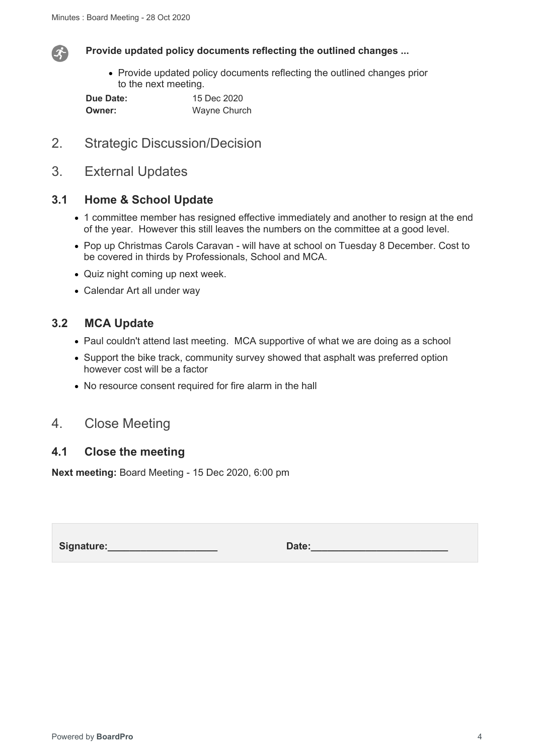**Provide updated policy documents reflecting the outlined changes ...**

- Provide updated policy documents reflecting the outlined changes prior to the next meeting.

**Due Date:** 15 Dec 2020
**Owner:** Wayne Church

# 2. Strategic Discussion/Decision

# 3. External Updates

## 3.1 Home & School Update

- 1 committee member has resigned effective immediately and another to resign at the end of the year. However this still leaves the numbers on the committee at a good level.
- Pop up Christmas Carols Caravan - will have at school on Tuesday 8 December. Cost to be covered in thirds by Professionals, School and MCA.
- Quiz night coming up next week.
- Calendar Art all under way

## 3.2 MCA Update

- Paul couldn't attend last meeting. MCA supportive of what we are doing as a school
- Support the bike track, community survey showed that asphalt was preferred option however cost will be a factor
- No resource consent required for fire alarm in the hall

# 4. Close Meeting

## 4.1 Close the meeting

**Next meeting:** Board Meeting - 15 Dec 2020, 6:00 pm

**Signature:**____________________ **Date:**_________________________